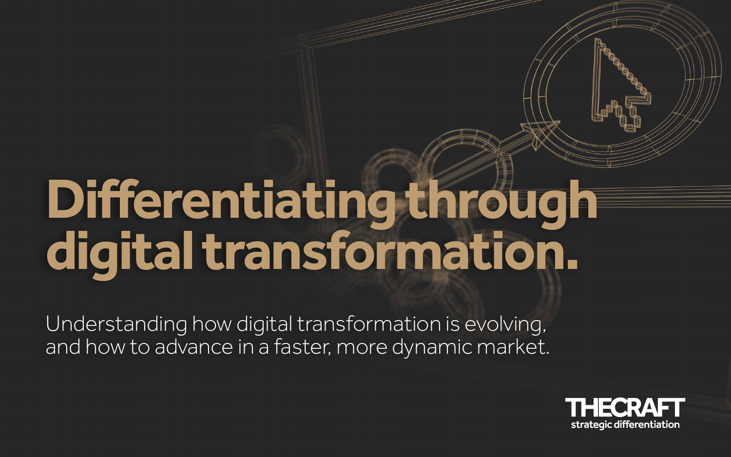# Differentiating through digital transformation.

Understanding how digital transformation is evolving, and how to advance in a faster, more dynamic market.

THECRAFT
strategic differentiation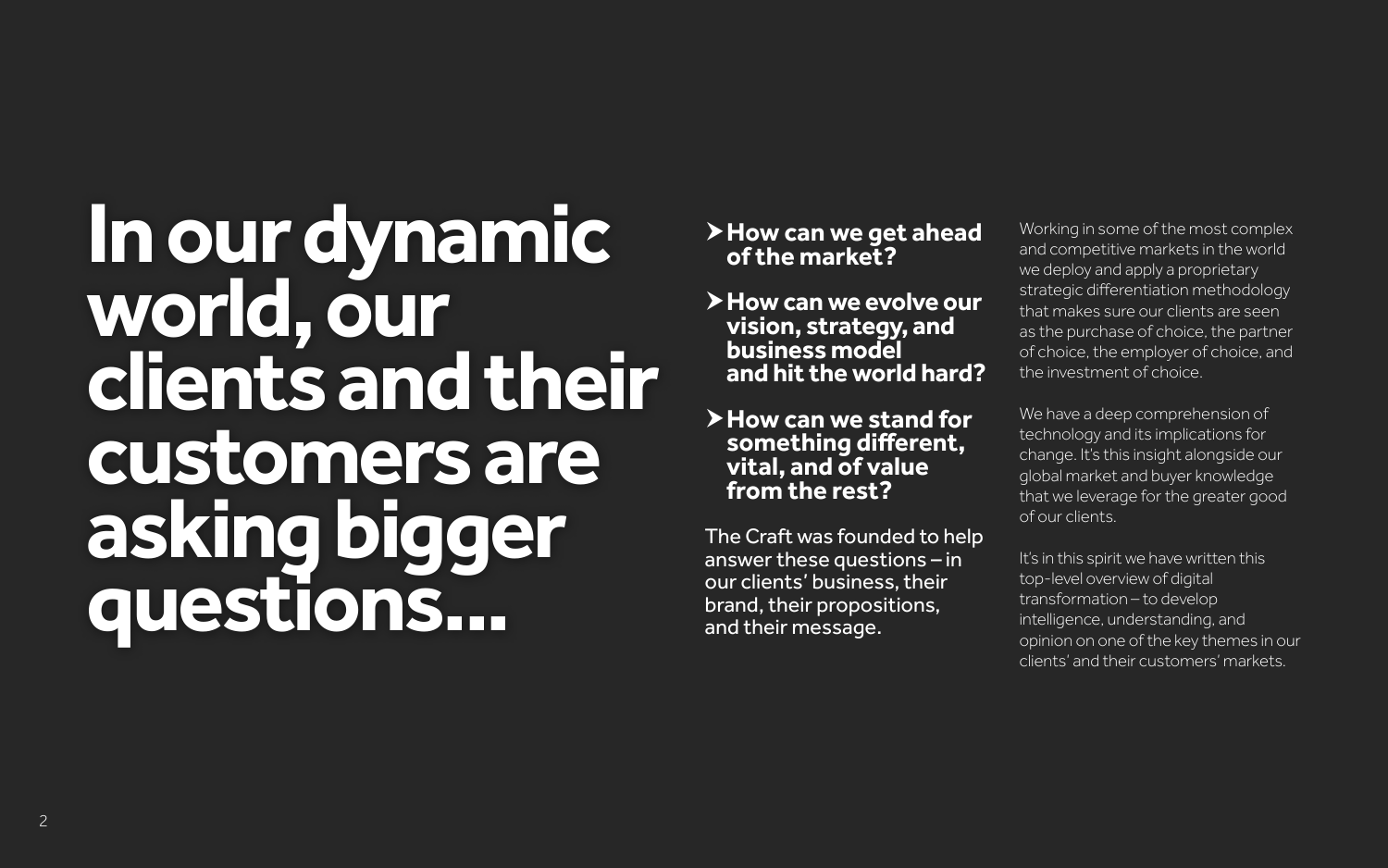# In our dynamic world, our clients and their customers are asking bigger questions...

- **How can we get ahead of the market?**
- **How can we evolve our vision, strategy, and business model and hit the world hard?**
- **How can we stand for something different, vital, and of value from the rest?**

The Craft was founded to help answer these questions – in our clients' business, their brand, their propositions, and their message.

Working in some of the most complex and competitive markets in the world we deploy and apply a proprietary strategic differentiation methodology that makes sure our clients are seen as the purchase of choice, the partner of choice, the employer of choice, and the investment of choice.

We have a deep comprehension of technology and its implications for change. It's this insight alongside our global market and buyer knowledge that we leverage for the greater good of our clients.

It's in this spirit we have written this top-level overview of digital transformation – to develop intelligence, understanding, and opinion on one of the key themes in our clients' and their customers' markets.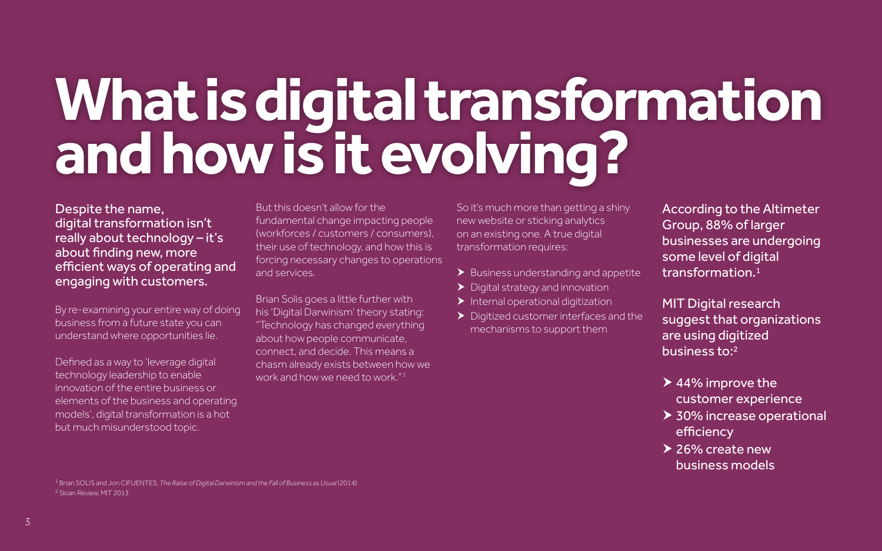# What is digital transformation and how is it evolving?

**Despite the name, digital transformation isn't really about technology – it's about finding new, more efficient ways of operating and engaging with customers.**

By re-examining your entire way of doing business from a future state you can understand where opportunities lie.

Defined as a way to 'leverage digital technology leadership to enable innovation of the entire business or elements of the business and operating models', digital transformation is a hot but much misunderstood topic.

But this doesn't allow for the fundamental change impacting people (workforces / customers / consumers), their use of technology, and how this is forcing necessary changes to operations and services.

Brian Solis goes a little further with his 'Digital Darwinism' theory stating: "Technology has changed everything about how people communicate, connect, and decide. This means a chasm already exists between how we work and how we need to work."[1]

So it's much more than getting a shiny new website or sticking analytics on an existing one. A true digital transformation requires:

- Business understanding and appetite
- Digital strategy and innovation
- Internal operational digitization
- Digitized customer interfaces and the mechanisms to support them

**According to the Altimeter Group, 88% of larger businesses are undergoing some level of digital transformation.**[1]

**MIT Digital research suggest that organizations are using digitized business to:**[2]

- **44% improve the customer experience**
- **30% increase operational efficiency**
- **26% create new business models**

[1] Brian SOLIS and Jon CIFUENTES, *The Raise of Digital Darwinism and the Fall of Business as Usual* (2014)
[2] Sloan Review, MIT 2013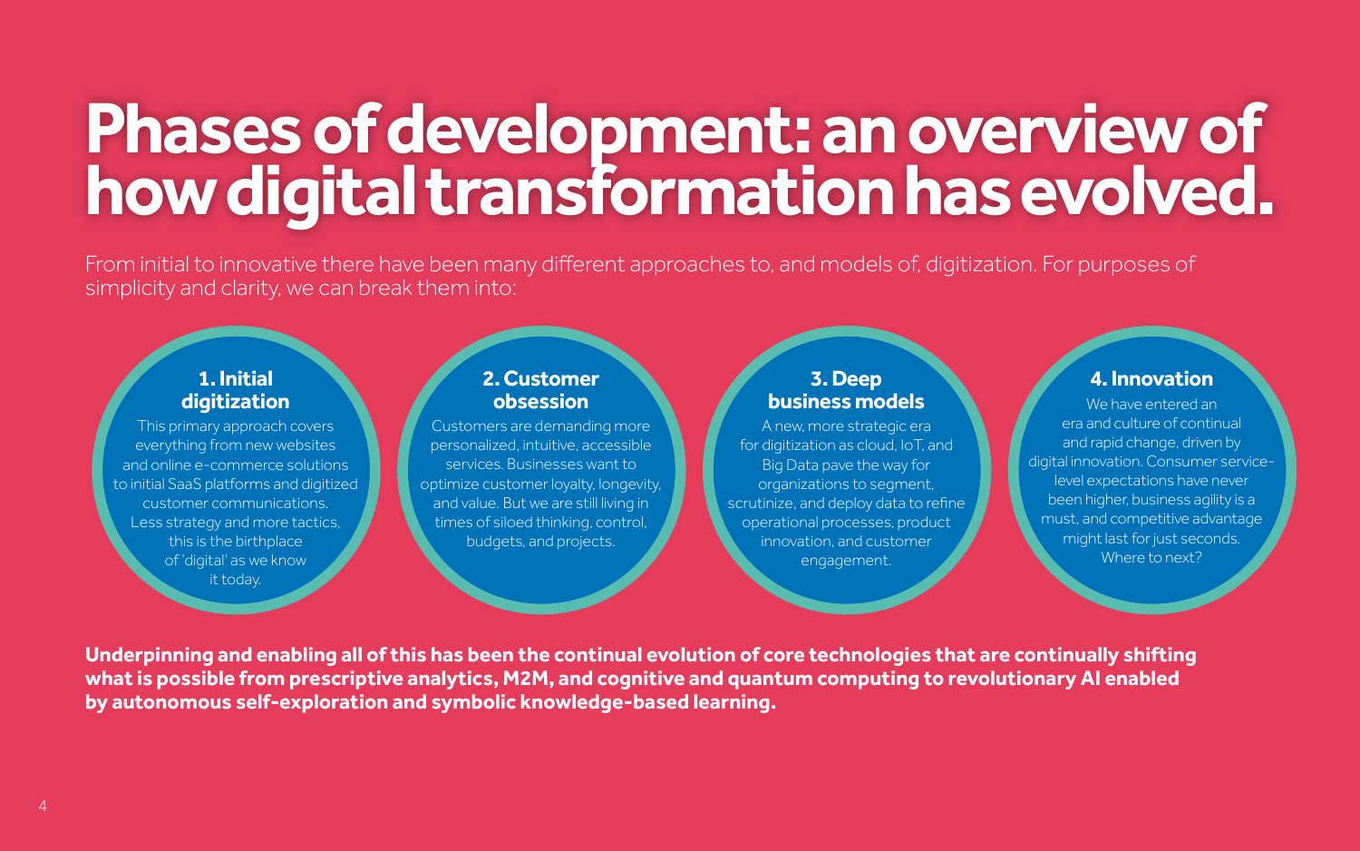# Phases of development: an overview of how digital transformation has evolved.

From initial to innovative there have been many different approaches to, and models of, digitization. For purposes of simplicity and clarity, we can break them into:

### 1. Initial digitization

This primary approach covers everything from new websites and online e-commerce solutions to initial SaaS platforms and digitized customer communications. Less strategy and more tactics, this is the birthplace of 'digital' as we know it today.

### 2. Customer obsession

Customers are demanding more personalized, intuitive, accessible services. Businesses want to optimize customer loyalty, longevity, and value. But we are still living in times of siloed thinking, control, budgets, and projects.

### 3. Deep business models

A new, more strategic era for digitization as cloud, IoT, and Big Data pave the way for organizations to segment, scrutinize, and deploy data to refine operational processes, product innovation, and customer engagement.

### 4. Innovation

We have entered an era and culture of continual and rapid change, driven by digital innovation. Consumer service-level expectations have never been higher, business agility is a must, and competitive advantage might last for just seconds. Where to next?

**Underpinning and enabling all of this has been the continual evolution of core technologies that are continually shifting what is possible from prescriptive analytics, M2M, and cognitive and quantum computing to revolutionary AI enabled by autonomous self-exploration and symbolic knowledge-based learning.**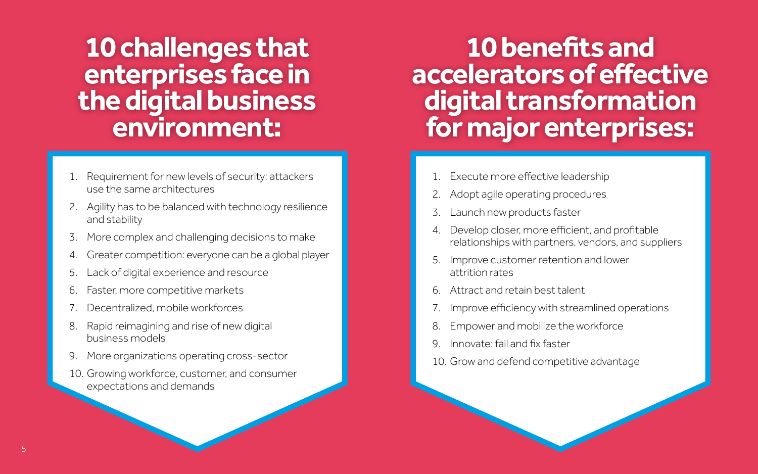## 10 challenges that enterprises face in the digital business environment:

1. Requirement for new levels of security: attackers use the same architectures
2. Agility has to be balanced with technology resilience and stability
3. More complex and challenging decisions to make
4. Greater competition: everyone can be a global player
5. Lack of digital experience and resource
6. Faster, more competitive markets
7. Decentralized, mobile workforces
8. Rapid reimagining and rise of new digital business models
9. More organizations operating cross-sector
10. Growing workforce, customer, and consumer expectations and demands

## 10 benefits and accelerators of effective digital transformation for major enterprises:

1. Execute more effective leadership
2. Adopt agile operating procedures
3. Launch new products faster
4. Develop closer, more efficient, and profitable relationships with partners, vendors, and suppliers
5. Improve customer retention and lower attrition rates
6. Attract and retain best talent
7. Improve efficiency with streamlined operations
8. Empower and mobilize the workforce
9. Innovate: fail and fix faster
10. Grow and defend competitive advantage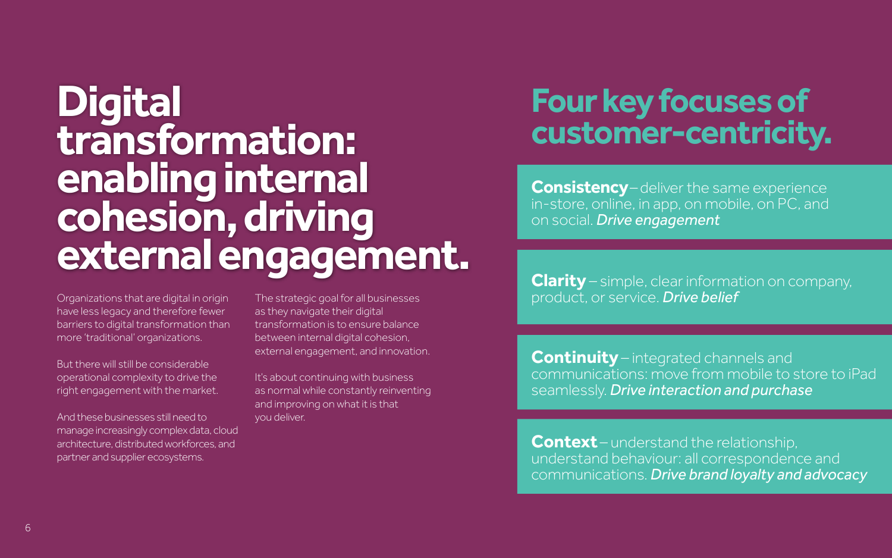# Digital transformation: enabling internal cohesion, driving external engagement.

Organizations that are digital in origin have less legacy and therefore fewer barriers to digital transformation than more 'traditional' organizations.

But there will still be considerable operational complexity to drive the right engagement with the market.

And these businesses still need to manage increasingly complex data, cloud architecture, distributed workforces, and partner and supplier ecosystems.

The strategic goal for all businesses as they navigate their digital transformation is to ensure balance between internal digital cohesion, external engagement, and innovation.

It's about continuing with business as normal while constantly reinventing and improving on what it is that you deliver.

## Four key focuses of customer-centricity.

**Consistency** – deliver the same experience in-store, online, in app, on mobile, on PC, and on social. *Drive engagement*

**Clarity** – simple, clear information on company, product, or service. *Drive belief*

**Continuity** – integrated channels and communications: move from mobile to store to iPad seamlessly. *Drive interaction and purchase*

**Context** – understand the relationship, understand behaviour: all correspondence and communications. *Drive brand loyalty and advocacy*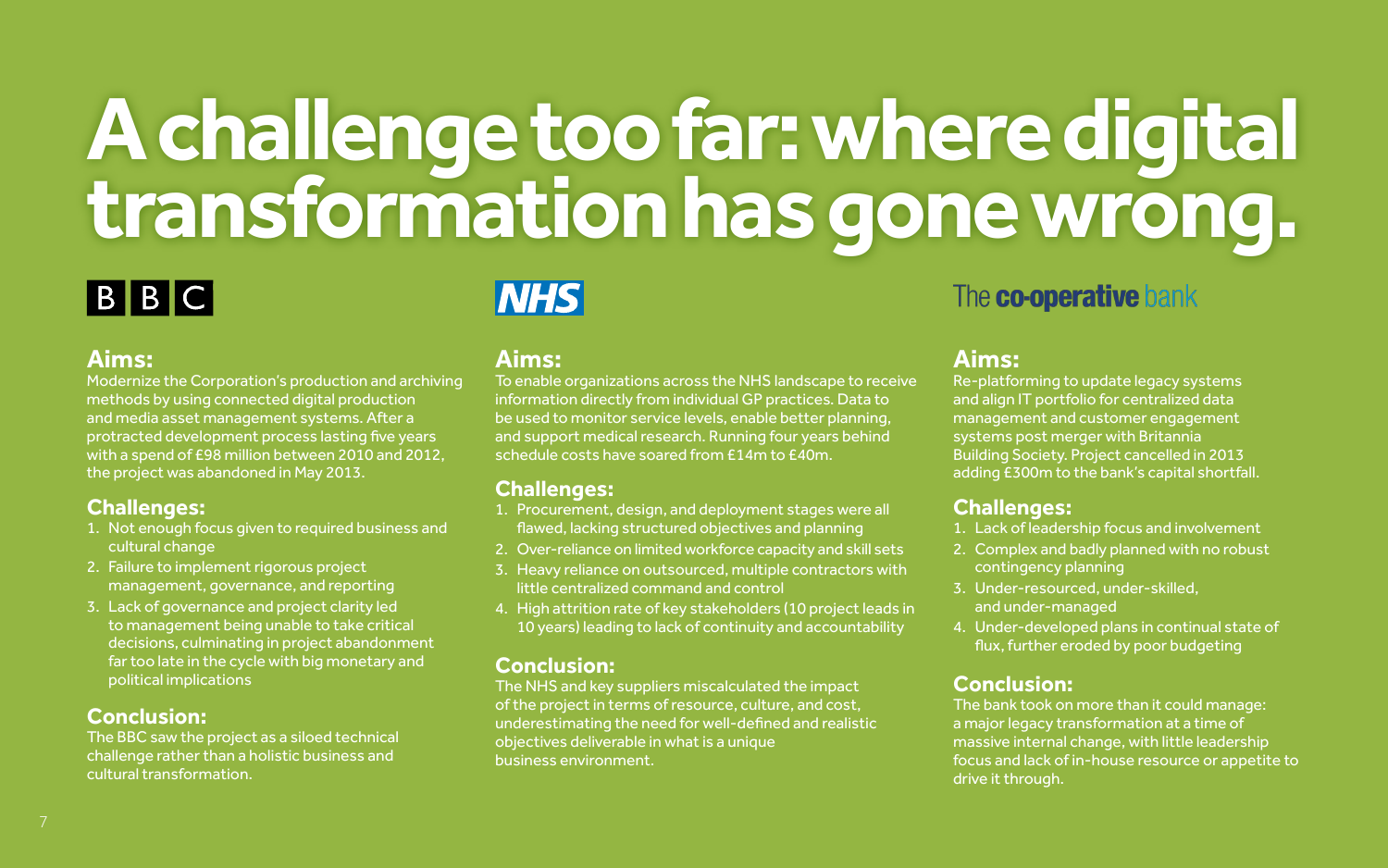# A challenge too far: where digital transformation has gone wrong.

## BBC

### Aims:

Modernize the Corporation's production and archiving methods by using connected digital production and media asset management systems. After a protracted development process lasting five years with a spend of £98 million between 2010 and 2012, the project was abandoned in May 2013.

### Challenges:

1. Not enough focus given to required business and cultural change
2. Failure to implement rigorous project management, governance, and reporting
3. Lack of governance and project clarity led to management being unable to take critical decisions, culminating in project abandonment far too late in the cycle with big monetary and political implications

### Conclusion:

The BBC saw the project as a siloed technical challenge rather than a holistic business and cultural transformation.

## NHS

### Aims:

To enable organizations across the NHS landscape to receive information directly from individual GP practices. Data to be used to monitor service levels, enable better planning, and support medical research. Running four years behind schedule costs have soared from £14m to £40m.

### Challenges:

1. Procurement, design, and deployment stages were all flawed, lacking structured objectives and planning
2. Over-reliance on limited workforce capacity and skill sets
3. Heavy reliance on outsourced, multiple contractors with little centralized command and control
4. High attrition rate of key stakeholders (10 project leads in 10 years) leading to lack of continuity and accountability

### Conclusion:

The NHS and key suppliers miscalculated the impact of the project in terms of resource, culture, and cost, underestimating the need for well-defined and realistic objectives deliverable in what is a unique business environment.

## The co-operative bank

### Aims:

Re-platforming to update legacy systems and align IT portfolio for centralized data management and customer engagement systems post merger with Britannia Building Society. Project cancelled in 2013 adding £300m to the bank's capital shortfall.

### Challenges:

1. Lack of leadership focus and involvement
2. Complex and badly planned with no robust contingency planning
3. Under-resourced, under-skilled, and under-managed
4. Under-developed plans in continual state of flux, further eroded by poor budgeting

### Conclusion:

The bank took on more than it could manage: a major legacy transformation at a time of massive internal change, with little leadership focus and lack of in-house resource or appetite to drive it through.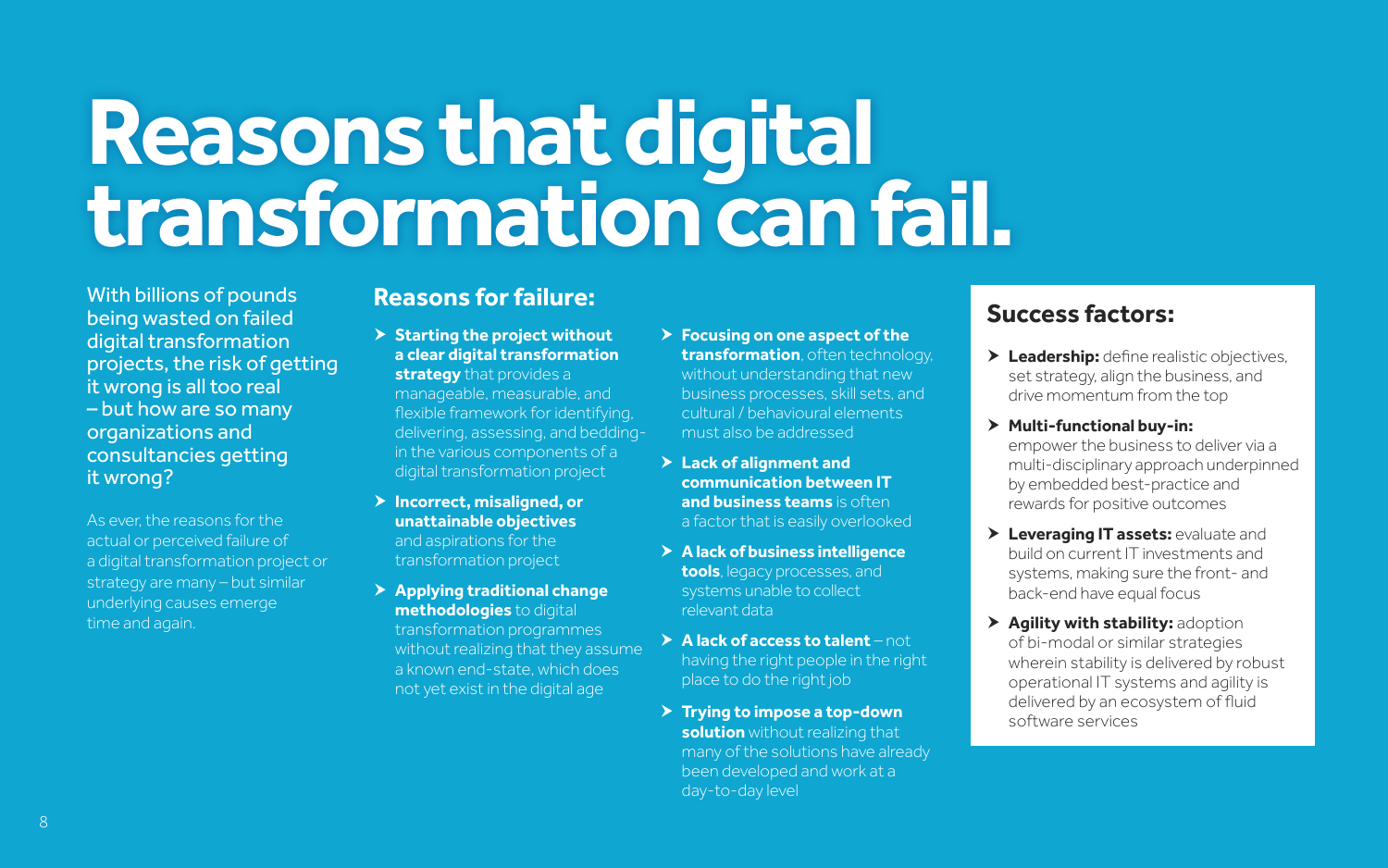# Reasons that digital transformation can fail.

With billions of pounds being wasted on failed digital transformation projects, the risk of getting it wrong is all too real – but how are so many organizations and consultancies getting it wrong?

As ever, the reasons for the actual or perceived failure of a digital transformation project or strategy are many – but similar underlying causes emerge time and again.

## Reasons for failure:

- **Starting the project without a clear digital transformation strategy** that provides a manageable, measurable, and flexible framework for identifying, delivering, assessing, and bedding-in the various components of a digital transformation project
- **Incorrect, misaligned, or unattainable objectives** and aspirations for the transformation project
- **Applying traditional change methodologies** to digital transformation programmes without realizing that they assume a known end-state, which does not yet exist in the digital age
- **Focusing on one aspect of the transformation**, often technology, without understanding that new business processes, skill sets, and cultural / behavioural elements must also be addressed
- **Lack of alignment and communication between IT and business teams** is often a factor that is easily overlooked
- **A lack of business intelligence tools**, legacy processes, and systems unable to collect relevant data
- **A lack of access to talent** – not having the right people in the right place to do the right job
- **Trying to impose a top-down solution** without realizing that many of the solutions have already been developed and work at a day-to-day level

## Success factors:

- **Leadership:** define realistic objectives, set strategy, align the business, and drive momentum from the top
- **Multi-functional buy-in:** empower the business to deliver via a multi-disciplinary approach underpinned by embedded best-practice and rewards for positive outcomes
- **Leveraging IT assets:** evaluate and build on current IT investments and systems, making sure the front- and back-end have equal focus
- **Agility with stability:** adoption of bi-modal or similar strategies wherein stability is delivered by robust operational IT systems and agility is delivered by an ecosystem of fluid software services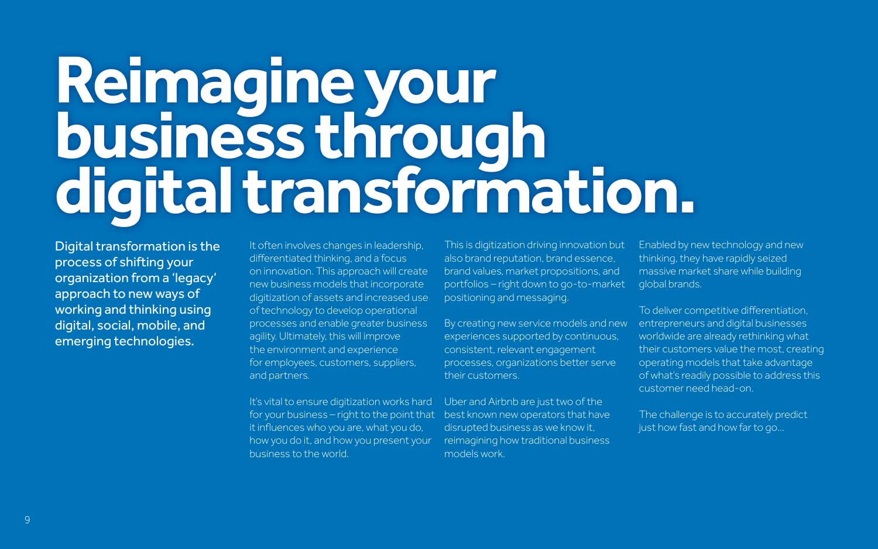# Reimagine your business through digital transformation.

**Digital transformation is the process of shifting your organization from a 'legacy' approach to new ways of working and thinking using digital, social, mobile, and emerging technologies.**

It often involves changes in leadership, differentiated thinking, and a focus on innovation. This approach will create new business models that incorporate digitization of assets and increased use of technology to develop operational processes and enable greater business agility. Ultimately, this will improve the environment and experience for employees, customers, suppliers, and partners.

It's vital to ensure digitization works hard for your business – right to the point that it influences who you are, what you do, how you do it, and how you present your business to the world.

This is digitization driving innovation but also brand reputation, brand essence, brand values, market propositions, and portfolios – right down to go-to-market positioning and messaging.

By creating new service models and new experiences supported by continuous, consistent, relevant engagement processes, organizations better serve their customers.

Uber and Airbnb are just two of the best known new operators that have disrupted business as we know it, reimagining how traditional business models work.

Enabled by new technology and new thinking, they have rapidly seized massive market share while building global brands.

To deliver competitive differentiation, entrepreneurs and digital businesses worldwide are already rethinking what their customers value the most, creating operating models that take advantage of what's readily possible to address this customer need head-on.

The challenge is to accurately predict just how fast and how far to go...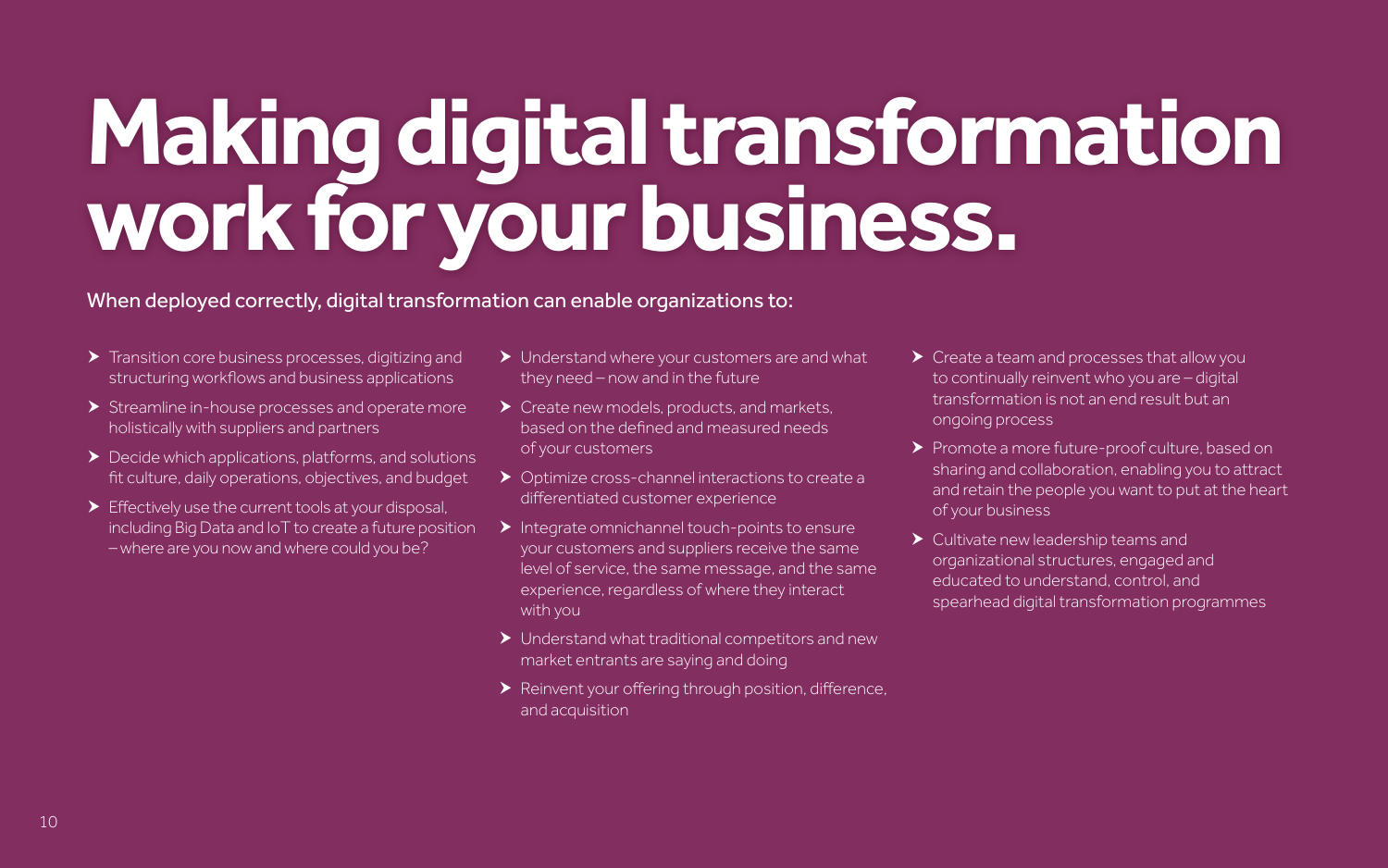# Making digital transformation work for your business.

When deployed correctly, digital transformation can enable organizations to:

- Transition core business processes, digitizing and structuring workflows and business applications
- Streamline in-house processes and operate more holistically with suppliers and partners
- Decide which applications, platforms, and solutions fit culture, daily operations, objectives, and budget
- Effectively use the current tools at your disposal, including Big Data and IoT to create a future position – where are you now and where could you be?
- Understand where your customers are and what they need – now and in the future
- Create new models, products, and markets, based on the defined and measured needs of your customers
- Optimize cross-channel interactions to create a differentiated customer experience
- Integrate omnichannel touch-points to ensure your customers and suppliers receive the same level of service, the same message, and the same experience, regardless of where they interact with you
- Understand what traditional competitors and new market entrants are saying and doing
- Reinvent your offering through position, difference, and acquisition
- Create a team and processes that allow you to continually reinvent who you are – digital transformation is not an end result but an ongoing process
- Promote a more future-proof culture, based on sharing and collaboration, enabling you to attract and retain the people you want to put at the heart of your business
- Cultivate new leadership teams and organizational structures, engaged and educated to understand, control, and spearhead digital transformation programmes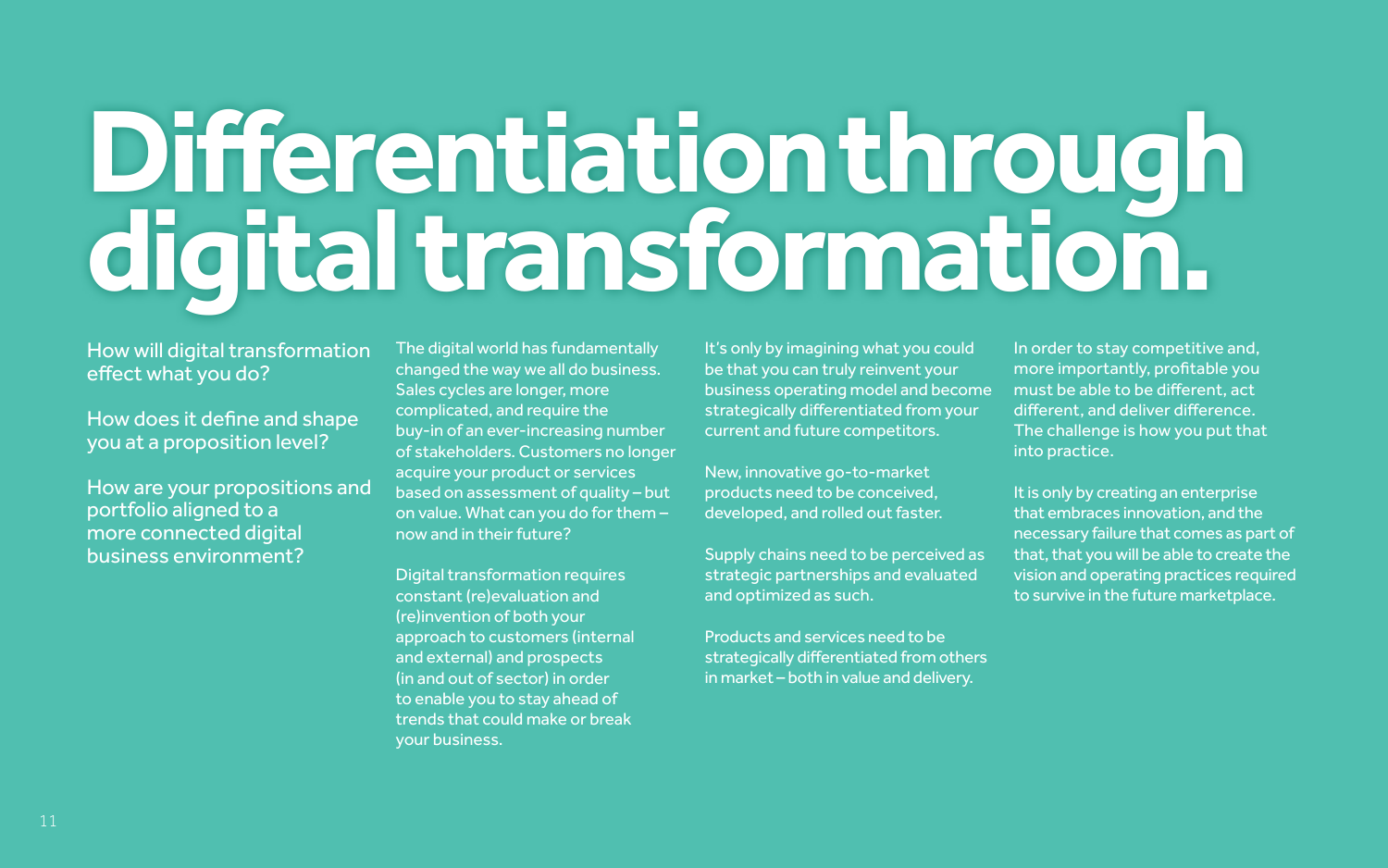# Differentiation through digital transformation.

How will digital transformation effect what you do?

How does it define and shape you at a proposition level?

How are your propositions and portfolio aligned to a more connected digital business environment?

The digital world has fundamentally changed the way we all do business. Sales cycles are longer, more complicated, and require the buy-in of an ever-increasing number of stakeholders. Customers no longer acquire your product or services based on assessment of quality – but on value. What can you do for them – now and in their future?

Digital transformation requires constant (re)evaluation and (re)invention of both your approach to customers (internal and external) and prospects (in and out of sector) in order to enable you to stay ahead of trends that could make or break your business.

It's only by imagining what you could be that you can truly reinvent your business operating model and become strategically differentiated from your current and future competitors.

New, innovative go-to-market products need to be conceived, developed, and rolled out faster.

Supply chains need to be perceived as strategic partnerships and evaluated and optimized as such.

Products and services need to be strategically differentiated from others in market – both in value and delivery.

In order to stay competitive and, more importantly, profitable you must be able to be different, act different, and deliver difference. The challenge is how you put that into practice.

It is only by creating an enterprise that embraces innovation, and the necessary failure that comes as part of that, that you will be able to create the vision and operating practices required to survive in the future marketplace.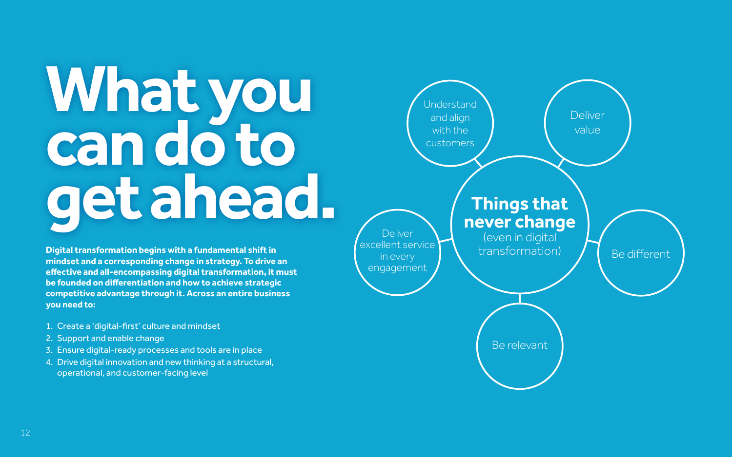# What you can do to get ahead.

**Digital transformation begins with a fundamental shift in mindset and a corresponding change in strategy. To drive an effective and all-encompassing digital transformation, it must be founded on differentiation and how to achieve strategic competitive advantage through it. Across an entire business you need to:**

1. Create a 'digital-first' culture and mindset
2. Support and enable change
3. Ensure digital-ready processes and tools are in place
4. Drive digital innovation and new thinking at a structural, operational, and customer-facing level

**Things that never change** (even in digital transformation)

- Understand and align with the customers
- Deliver value
- Be different
- Be relevant
- Deliver excellent service in every engagement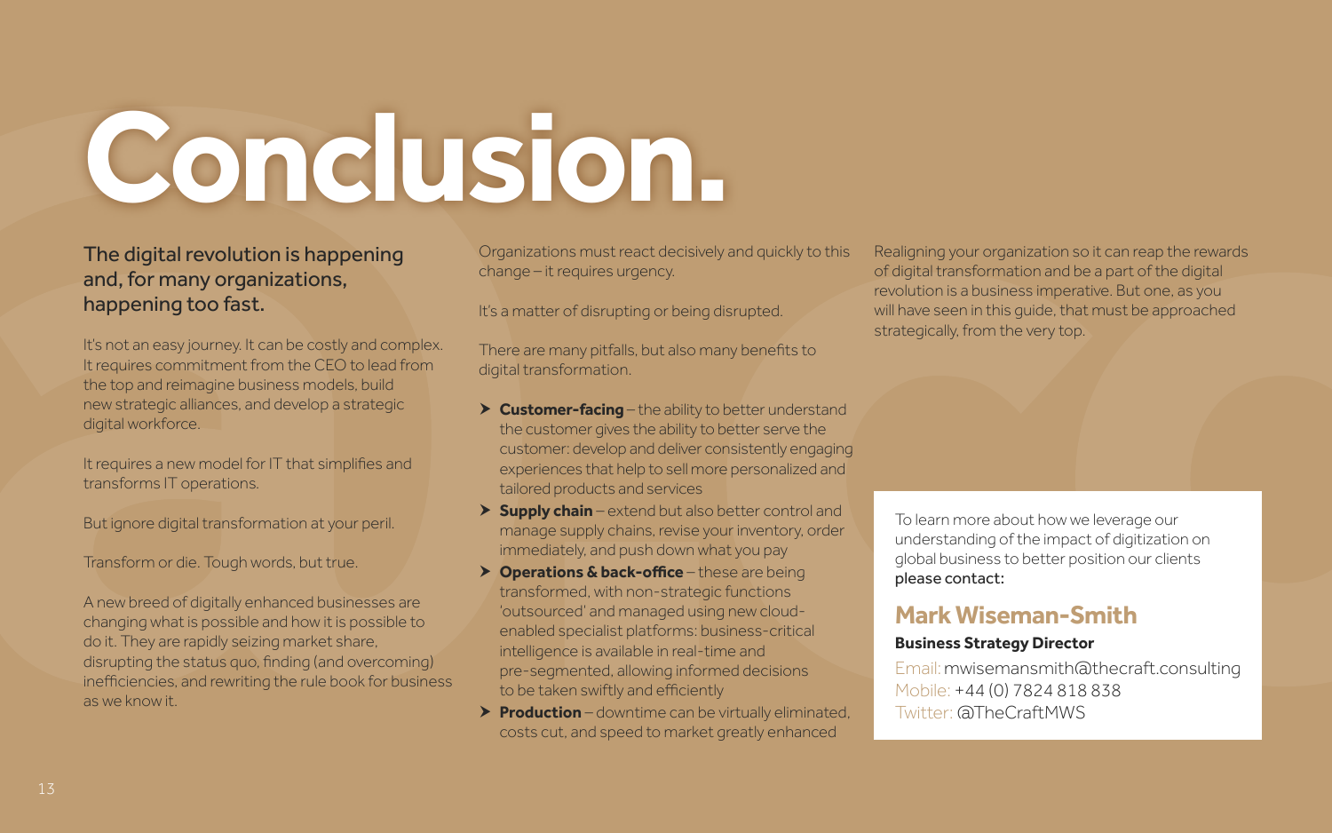# Conclusion.

**The digital revolution is happening and, for many organizations, happening too fast.**

It's not an easy journey. It can be costly and complex. It requires commitment from the CEO to lead from the top and reimagine business models, build new strategic alliances, and develop a strategic digital workforce.

It requires a new model for IT that simplifies and transforms IT operations.

But ignore digital transformation at your peril.

Transform or die. Tough words, but true.

A new breed of digitally enhanced businesses are changing what is possible and how it is possible to do it. They are rapidly seizing market share, disrupting the status quo, finding (and overcoming) inefficiencies, and rewriting the rule book for business as we know it.

Organizations must react decisively and quickly to this change – it requires urgency.

It's a matter of disrupting or being disrupted.

There are many pitfalls, but also many benefits to digital transformation.

- **Customer-facing** – the ability to better understand the customer gives the ability to better serve the customer: develop and deliver consistently engaging experiences that help to sell more personalized and tailored products and services
- **Supply chain** – extend but also better control and manage supply chains, revise your inventory, order immediately, and push down what you pay
- **Operations & back-office** – these are being transformed, with non-strategic functions 'outsourced' and managed using new cloud-enabled specialist platforms: business-critical intelligence is available in real-time and pre-segmented, allowing informed decisions to be taken swiftly and efficiently
- **Production** – downtime can be virtually eliminated, costs cut, and speed to market greatly enhanced

Realigning your organization so it can reap the rewards of digital transformation and be a part of the digital revolution is a business imperative. But one, as you will have seen in this guide, that must be approached strategically, from the very top.

To learn more about how we leverage our understanding of the impact of digitization on global business to better position our clients please contact:

## Mark Wiseman-Smith

**Business Strategy Director**

Email: mwisemansmith@thecraft.consulting
Mobile: +44 (0) 7824 818 838
Twitter: @TheCraftMWS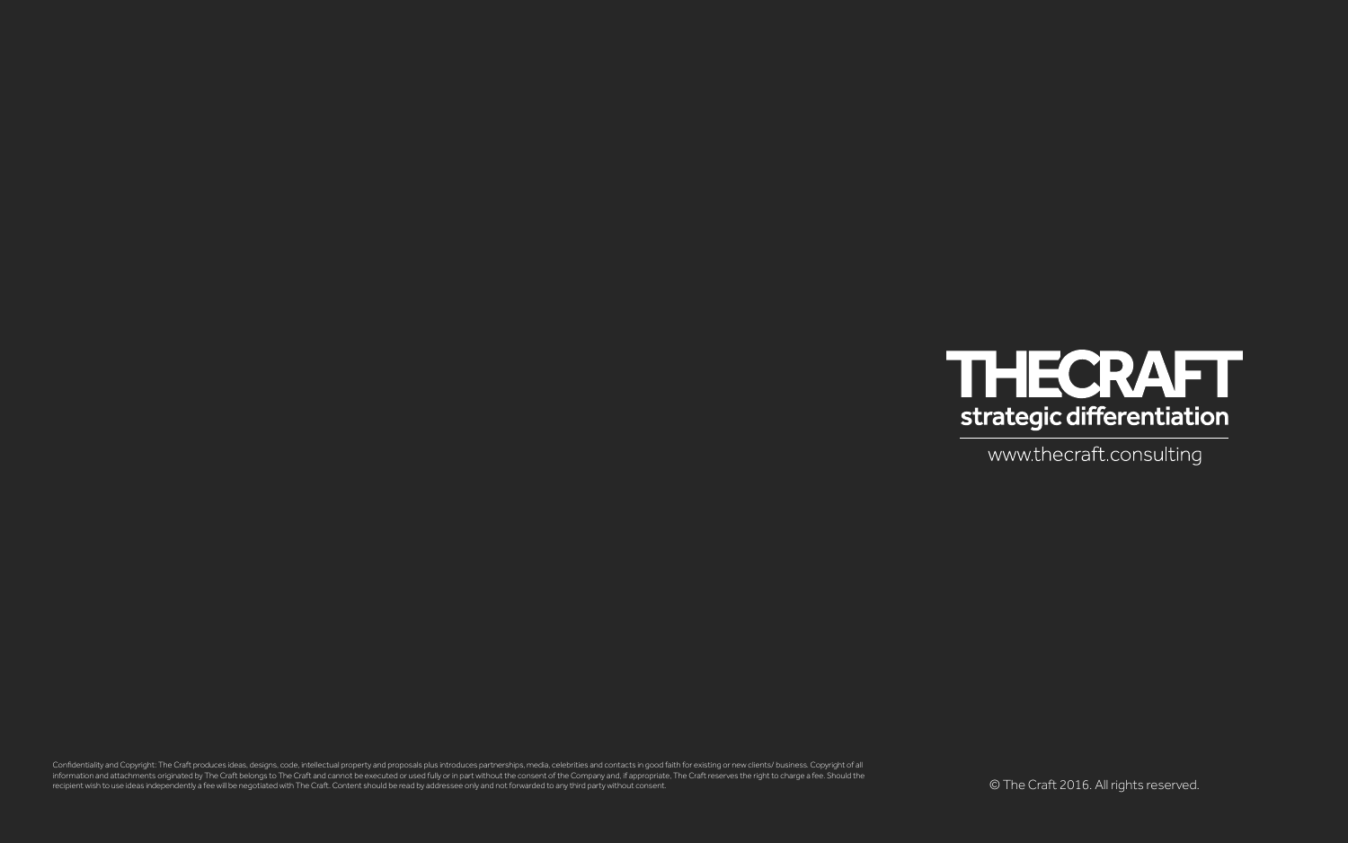# THECRAFT

**strategic differentiation**

www.thecraft.consulting

Confidentiality and Copyright: The Craft produces ideas, designs, code, intellectual property and proposals plus introduces partnerships, media, celebrities and contacts in good faith for existing or new clients/ business. Copyright of all information and attachments originated by The Craft belongs to The Craft and cannot be executed or used fully or in part without the consent of the Company and, if appropriate, The Craft reserves the right to charge a fee. Should the recipient wish to use ideas independently a fee will be negotiated with The Craft. Content should be read by addressee only and not forwarded to any third party without consent.

© The Craft 2016. All rights reserved.